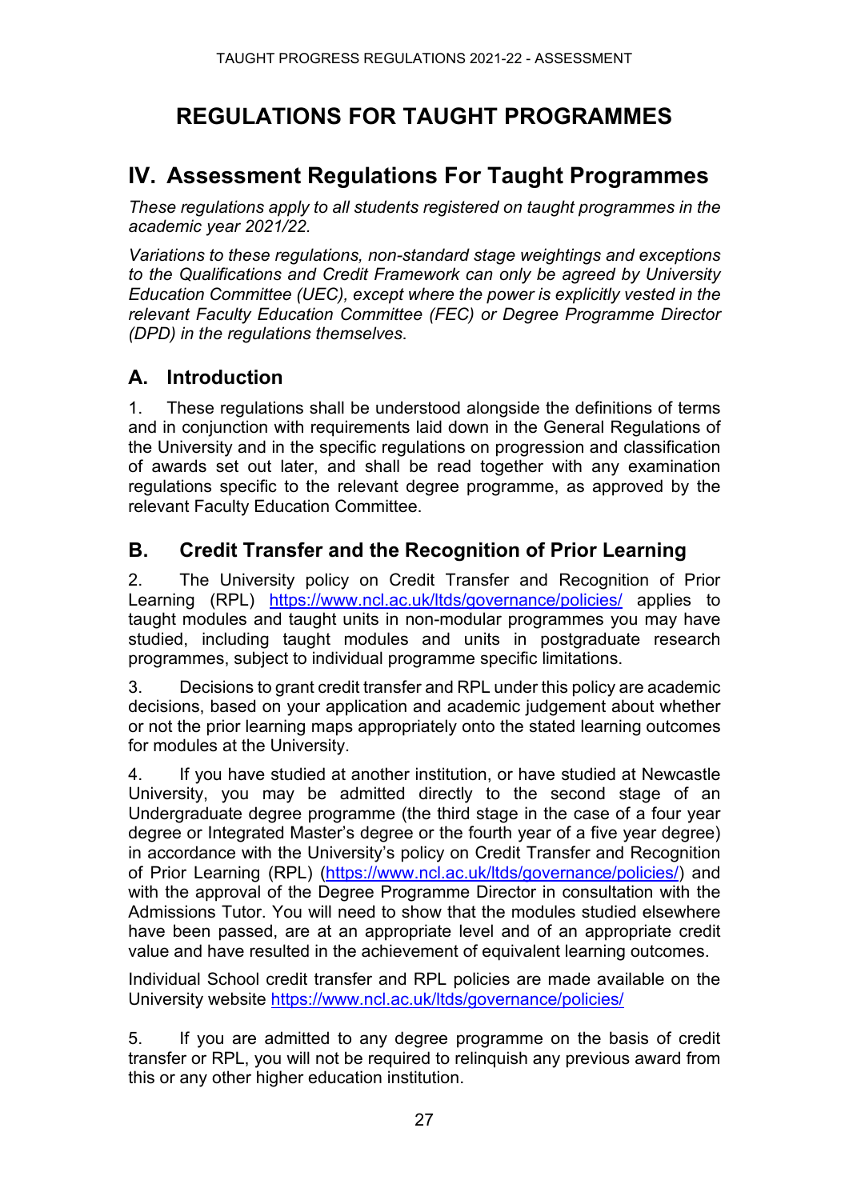# REGULATIONS FOR TAUGHT PROGRAMMES

## IV. Assessment Regulations For Taught Programmes

*These regulations apply to all students registered on taught programmes in the academic year 2021/22.*

*Variations to these regulations, non-standard stage weightings and exceptions to the Qualifications and Credit Framework can only be agreed by University Education Committee (UEC), except where the power is explicitly vested in the relevant Faculty Education Committee (FEC) or Degree Programme Director (DPD) in the regulations themselves.*

### A. Introduction

1. These regulations shall be understood alongside the definitions of terms and in conjunction with requirements laid down in the General Regulations of the University and in the specific regulations on progression and classification of awards set out later, and shall be read together with any examination regulations specific to the relevant degree programme, as approved by the relevant Faculty Education Committee.

### B. Credit Transfer and the Recognition of Prior Learning

2. The University policy on Credit Transfer and Recognition of Prior Learning (RPL) https://www.ncl.ac.uk/ltds/governance/policies/ applies to taught modules and taught units in non-modular programmes you may have studied, including taught modules and units in postgraduate research programmes, subject to individual programme specific limitations.

3. Decisions to grant credit transfer and RPL under this policy are academic decisions, based on your application and academic judgement about whether or not the prior learning maps appropriately onto the stated learning outcomes for modules at the University.

4. If you have studied at another institution, or have studied at Newcastle University, you may be admitted directly to the second stage of an Undergraduate degree programme (the third stage in the case of a four year degree or Integrated Master's degree or the fourth year of a five year degree) in accordance with the University's policy on Credit Transfer and Recognition of Prior Learning (RPL) (https://www.ncl.ac.uk/ltds/governance/policies/) and with the approval of the Degree Programme Director in consultation with the Admissions Tutor. You will need to show that the modules studied elsewhere have been passed, are at an appropriate level and of an appropriate credit value and have resulted in the achievement of equivalent learning outcomes.

Individual School credit transfer and RPL policies are made available on the University website https://www.ncl.ac.uk/ltds/governance/policies/

5. If you are admitted to any degree programme on the basis of credit transfer or RPL, you will not be required to relinquish any previous award from this or any other higher education institution.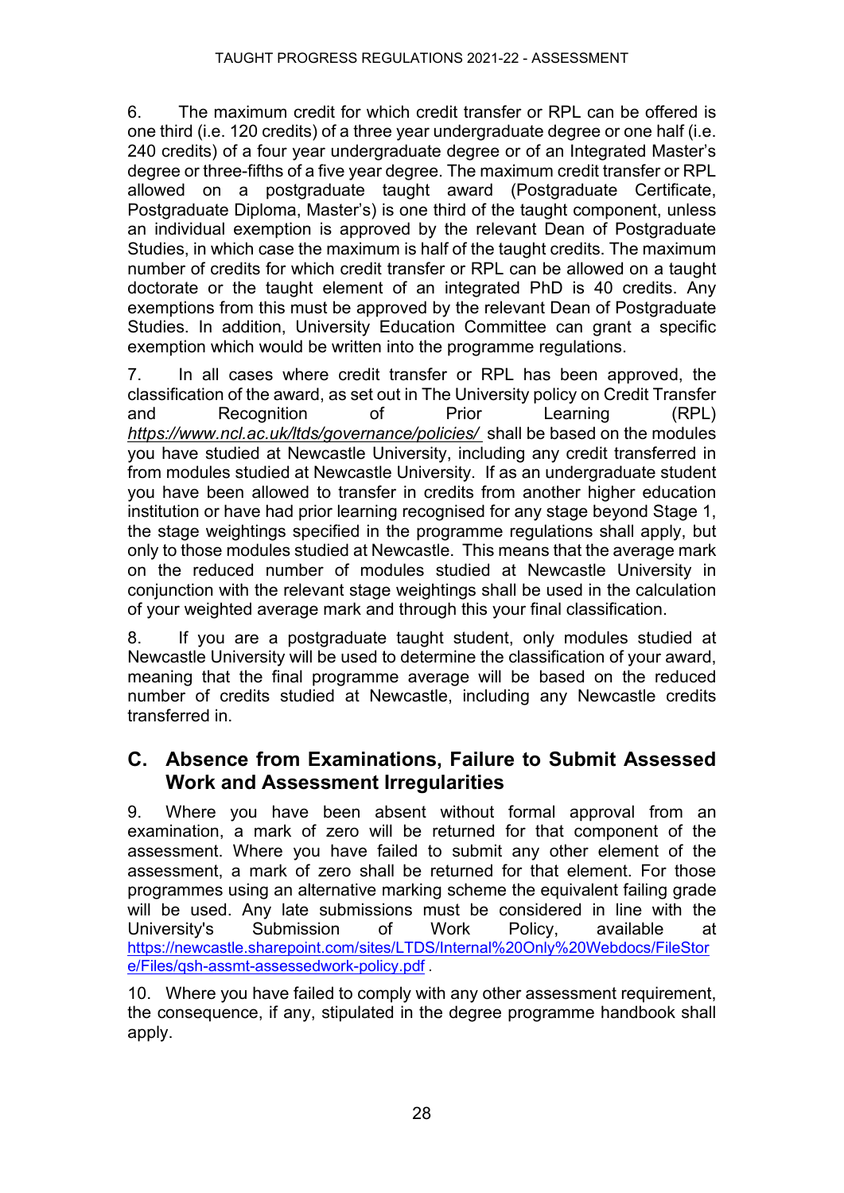6. The maximum credit for which credit transfer or RPL can be offered is one third (i.e. 120 credits) of a three year undergraduate degree or one half (i.e. 240 credits) of a four year undergraduate degree or of an Integrated Master's degree or three-fifths of a five year degree. The maximum credit transfer or RPL allowed on a postgraduate taught award (Postgraduate Certificate, Postgraduate Diploma, Master's) is one third of the taught component, unless an individual exemption is approved by the relevant Dean of Postgraduate Studies, in which case the maximum is half of the taught credits. The maximum number of credits for which credit transfer or RPL can be allowed on a taught doctorate or the taught element of an integrated PhD is 40 credits. Any exemptions from this must be approved by the relevant Dean of Postgraduate Studies. In addition, University Education Committee can grant a specific exemption which would be written into the programme regulations.

7. In all cases where credit transfer or RPL has been approved, the classification of the award, as set out in The University policy on Credit Transfer and Recognition of Prior Learning (RPL) *https://www.ncl.ac.uk/ltds/governance/policies/* shall be based on the modules you have studied at Newcastle University, including any credit transferred in from modules studied at Newcastle University. If as an undergraduate student you have been allowed to transfer in credits from another higher education institution or have had prior learning recognised for any stage beyond Stage 1, the stage weightings specified in the programme regulations shall apply, but only to those modules studied at Newcastle. This means that the average mark on the reduced number of modules studied at Newcastle University in conjunction with the relevant stage weightings shall be used in the calculation of your weighted average mark and through this your final classification.

8. If you are a postgraduate taught student, only modules studied at Newcastle University will be used to determine the classification of your award, meaning that the final programme average will be based on the reduced number of credits studied at Newcastle, including any Newcastle credits transferred in.

## C. Absence from Examinations, Failure to Submit Assessed Work and Assessment Irregularities

9. Where you have been absent without formal approval from an examination, a mark of zero will be returned for that component of the assessment. Where you have failed to submit any other element of the assessment, a mark of zero shall be returned for that element. For those programmes using an alternative marking scheme the equivalent failing grade will be used. Any late submissions must be considered in line with the University's Submission of Work Policy, available at https://newcastle.sharepoint.com/sites/LTDS/Internal%20Only%20Webdocs/FileStore/Files/qsh-assmt-assessedwork-policy.pdf .

10. Where you have failed to comply with any other assessment requirement, the consequence, if any, stipulated in the degree programme handbook shall apply.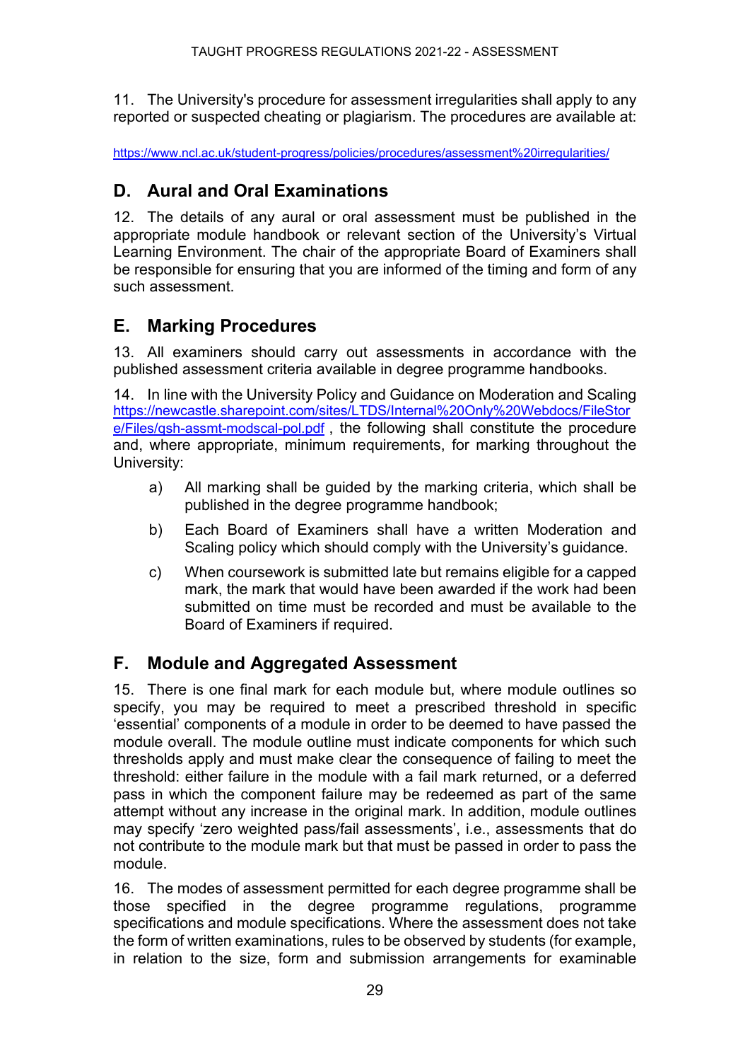11. The University's procedure for assessment irregularities shall apply to any reported or suspected cheating or plagiarism. The procedures are available at:

https://www.ncl.ac.uk/student-progress/policies/procedures/assessment%20irregularities/

## D. Aural and Oral Examinations

12. The details of any aural or oral assessment must be published in the appropriate module handbook or relevant section of the University's Virtual Learning Environment. The chair of the appropriate Board of Examiners shall be responsible for ensuring that you are informed of the timing and form of any such assessment.

## E. Marking Procedures

13. All examiners should carry out assessments in accordance with the published assessment criteria available in degree programme handbooks.

14. In line with the University Policy and Guidance on Moderation and Scaling https://newcastle.sharepoint.com/sites/LTDS/Internal%20Only%20Webdocs/FileStore/Files/qsh-assmt-modscal-pol.pdf , the following shall constitute the procedure and, where appropriate, minimum requirements, for marking throughout the University:

a) All marking shall be guided by the marking criteria, which shall be published in the degree programme handbook;

b) Each Board of Examiners shall have a written Moderation and Scaling policy which should comply with the University's guidance.

c) When coursework is submitted late but remains eligible for a capped mark, the mark that would have been awarded if the work had been submitted on time must be recorded and must be available to the Board of Examiners if required.

## F. Module and Aggregated Assessment

15. There is one final mark for each module but, where module outlines so specify, you may be required to meet a prescribed threshold in specific 'essential' components of a module in order to be deemed to have passed the module overall. The module outline must indicate components for which such thresholds apply and must make clear the consequence of failing to meet the threshold: either failure in the module with a fail mark returned, or a deferred pass in which the component failure may be redeemed as part of the same attempt without any increase in the original mark. In addition, module outlines may specify 'zero weighted pass/fail assessments', i.e., assessments that do not contribute to the module mark but that must be passed in order to pass the module.

16. The modes of assessment permitted for each degree programme shall be those specified in the degree programme regulations, programme specifications and module specifications. Where the assessment does not take the form of written examinations, rules to be observed by students (for example, in relation to the size, form and submission arrangements for examinable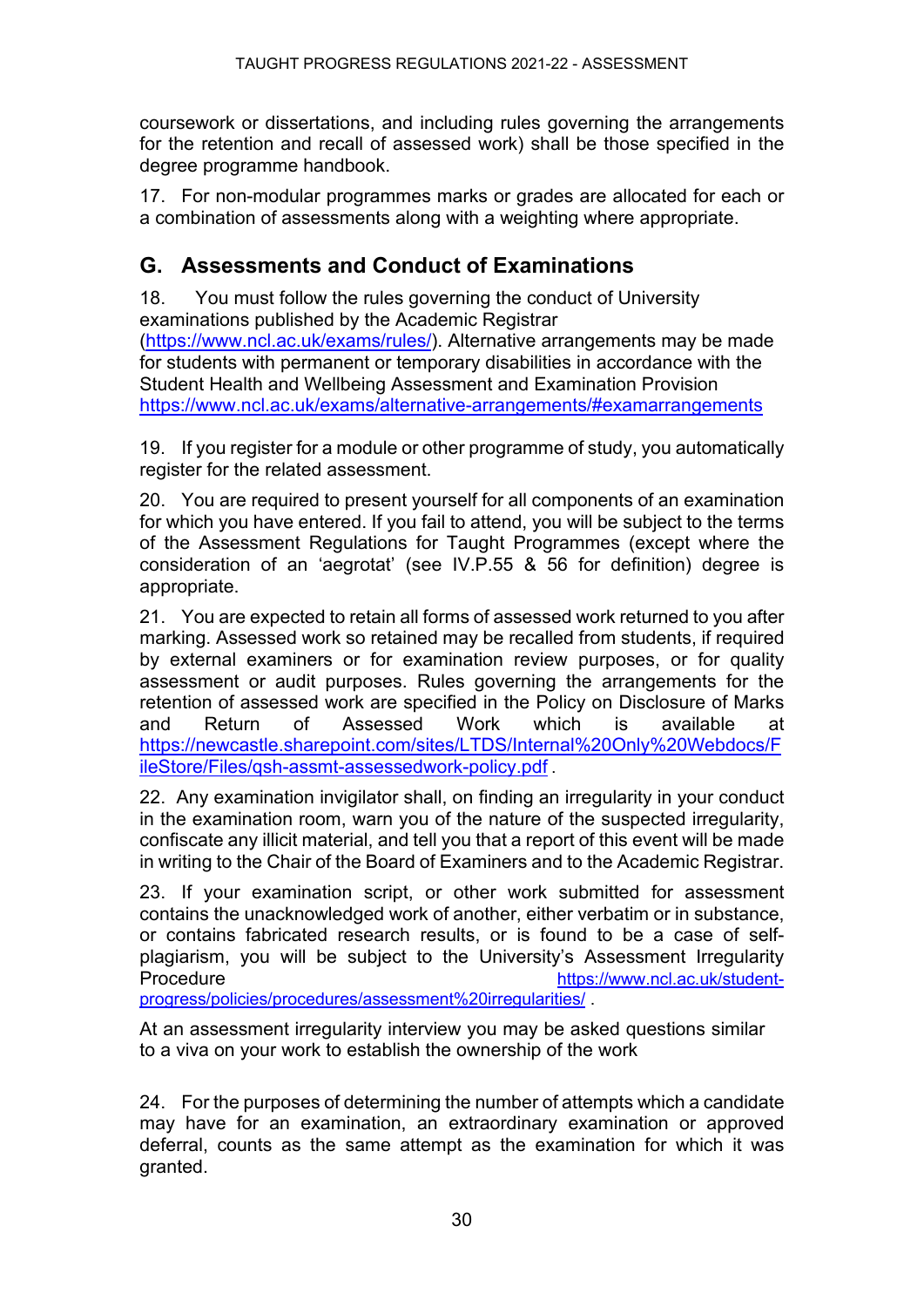coursework or dissertations, and including rules governing the arrangements for the retention and recall of assessed work) shall be those specified in the degree programme handbook.

17. For non-modular programmes marks or grades are allocated for each or a combination of assessments along with a weighting where appropriate.

## G. Assessments and Conduct of Examinations

18. You must follow the rules governing the conduct of University examinations published by the Academic Registrar (https://www.ncl.ac.uk/exams/rules/). Alternative arrangements may be made for students with permanent or temporary disabilities in accordance with the Student Health and Wellbeing Assessment and Examination Provision https://www.ncl.ac.uk/exams/alternative-arrangements/#examarrangements

19. If you register for a module or other programme of study, you automatically register for the related assessment.

20. You are required to present yourself for all components of an examination for which you have entered. If you fail to attend, you will be subject to the terms of the Assessment Regulations for Taught Programmes (except where the consideration of an 'aegrotat' (see IV.P.55 & 56 for definition) degree is appropriate.

21. You are expected to retain all forms of assessed work returned to you after marking. Assessed work so retained may be recalled from students, if required by external examiners or for examination review purposes, or for quality assessment or audit purposes. Rules governing the arrangements for the retention of assessed work are specified in the Policy on Disclosure of Marks and Return of Assessed Work which is available at https://newcastle.sharepoint.com/sites/LTDS/Internal%20Only%20Webdocs/FileStore/Files/qsh-assmt-assessedwork-policy.pdf .

22. Any examination invigilator shall, on finding an irregularity in your conduct in the examination room, warn you of the nature of the suspected irregularity, confiscate any illicit material, and tell you that a report of this event will be made in writing to the Chair of the Board of Examiners and to the Academic Registrar.

23. If your examination script, or other work submitted for assessment contains the unacknowledged work of another, either verbatim or in substance, or contains fabricated research results, or is found to be a case of self-plagiarism, you will be subject to the University's Assessment Irregularity Procedure https://www.ncl.ac.uk/student-progress/policies/procedures/assessment%20irregularities/ .

At an assessment irregularity interview you may be asked questions similar to a viva on your work to establish the ownership of the work

24. For the purposes of determining the number of attempts which a candidate may have for an examination, an extraordinary examination or approved deferral, counts as the same attempt as the examination for which it was granted.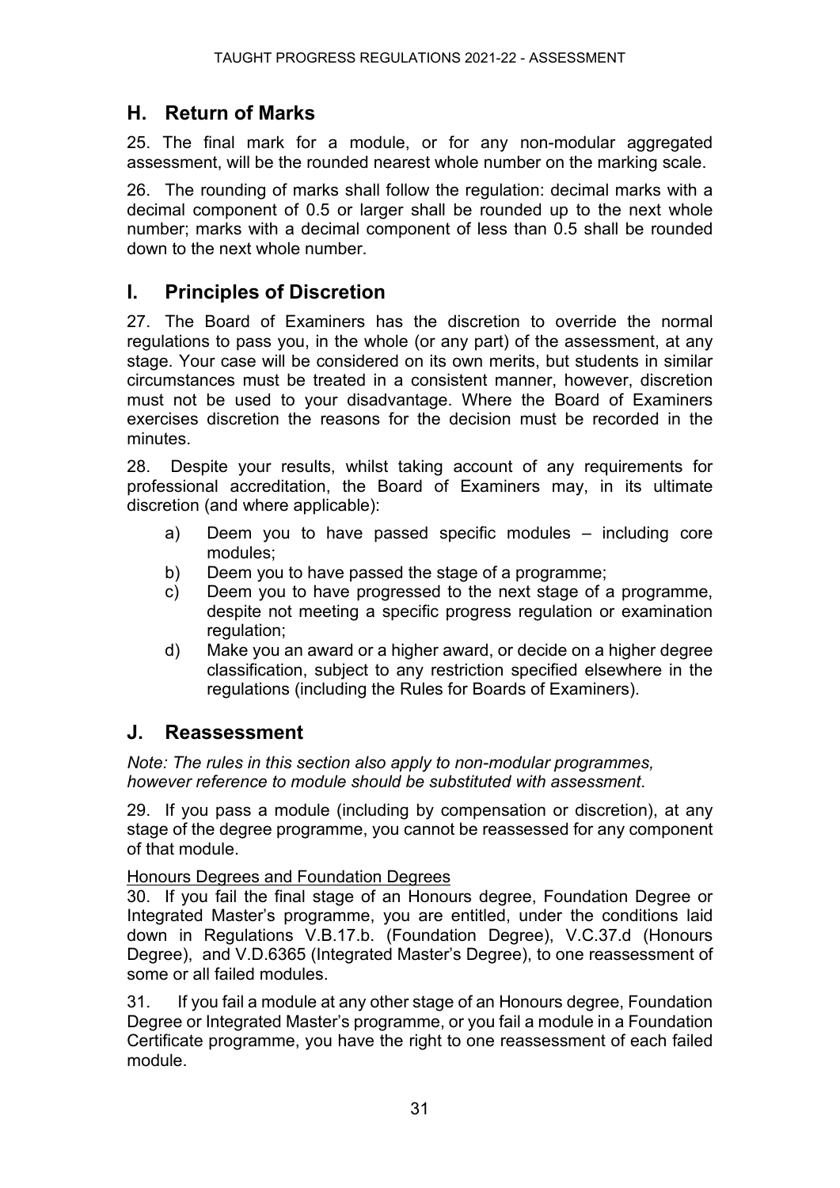## H. Return of Marks

25. The final mark for a module, or for any non-modular aggregated assessment, will be the rounded nearest whole number on the marking scale.

26. The rounding of marks shall follow the regulation: decimal marks with a decimal component of 0.5 or larger shall be rounded up to the next whole number; marks with a decimal component of less than 0.5 shall be rounded down to the next whole number.

## I. Principles of Discretion

27. The Board of Examiners has the discretion to override the normal regulations to pass you, in the whole (or any part) of the assessment, at any stage. Your case will be considered on its own merits, but students in similar circumstances must be treated in a consistent manner, however, discretion must not be used to your disadvantage. Where the Board of Examiners exercises discretion the reasons for the decision must be recorded in the minutes.

28. Despite your results, whilst taking account of any requirements for professional accreditation, the Board of Examiners may, in its ultimate discretion (and where applicable):

a) Deem you to have passed specific modules – including core modules;
b) Deem you to have passed the stage of a programme;
c) Deem you to have progressed to the next stage of a programme, despite not meeting a specific progress regulation or examination regulation;
d) Make you an award or a higher award, or decide on a higher degree classification, subject to any restriction specified elsewhere in the regulations (including the Rules for Boards of Examiners).

## J. Reassessment

*Note: The rules in this section also apply to non-modular programmes, however reference to module should be substituted with assessment.*

29. If you pass a module (including by compensation or discretion), at any stage of the degree programme, you cannot be reassessed for any component of that module.

<u>Honours Degrees and Foundation Degrees</u>

30. If you fail the final stage of an Honours degree, Foundation Degree or Integrated Master's programme, you are entitled, under the conditions laid down in Regulations V.B.17.b. (Foundation Degree), V.C.37.d (Honours Degree), and V.D.6365 (Integrated Master's Degree), to one reassessment of some or all failed modules.

31. If you fail a module at any other stage of an Honours degree, Foundation Degree or Integrated Master's programme, or you fail a module in a Foundation Certificate programme, you have the right to one reassessment of each failed module.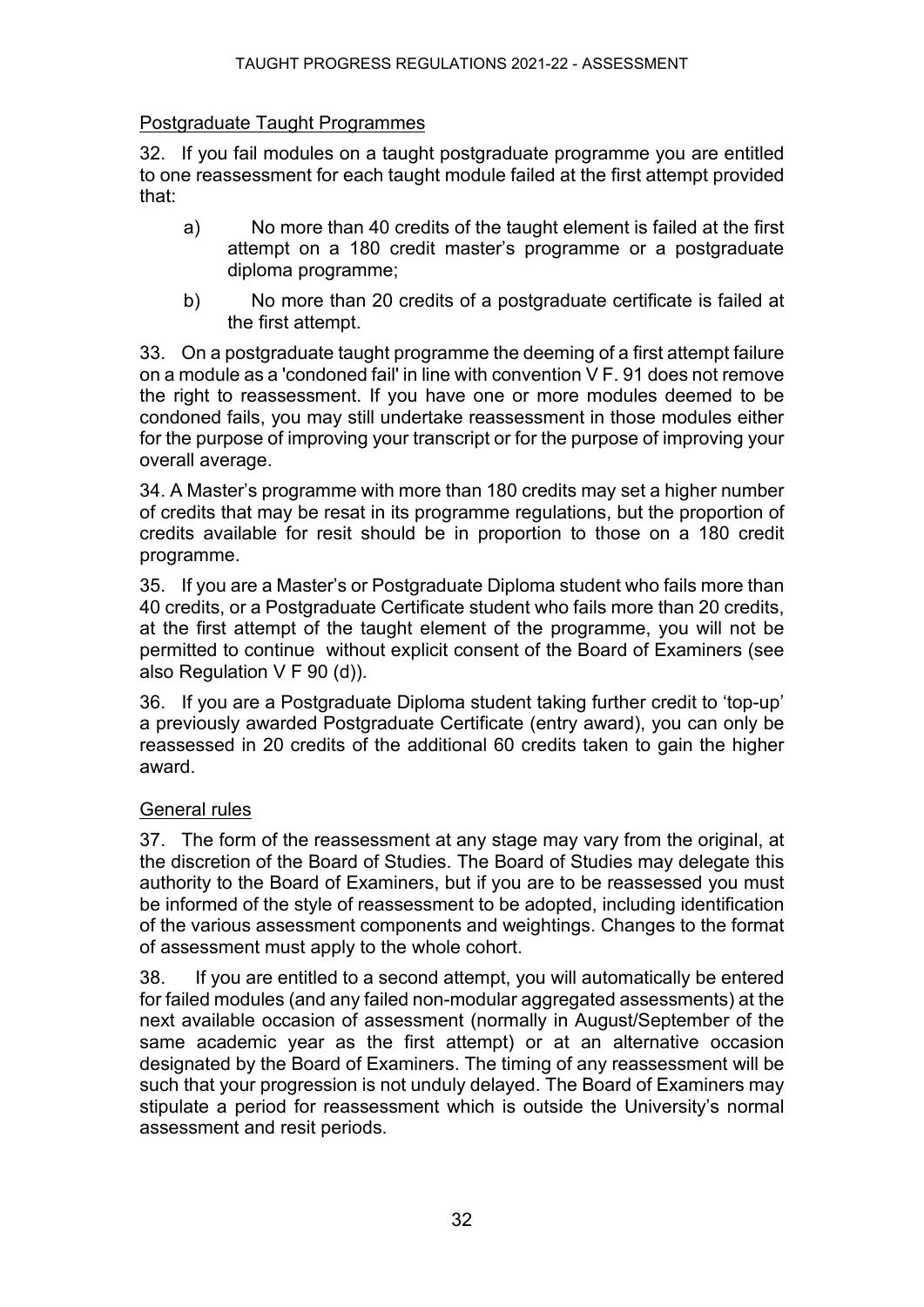## Postgraduate Taught Programmes

32. If you fail modules on a taught postgraduate programme you are entitled to one reassessment for each taught module failed at the first attempt provided that:

a) No more than 40 credits of the taught element is failed at the first attempt on a 180 credit master's programme or a postgraduate diploma programme;

b) No more than 20 credits of a postgraduate certificate is failed at the first attempt.

33. On a postgraduate taught programme the deeming of a first attempt failure on a module as a 'condoned fail' in line with convention V F. 91 does not remove the right to reassessment. If you have one or more modules deemed to be condoned fails, you may still undertake reassessment in those modules either for the purpose of improving your transcript or for the purpose of improving your overall average.

34. A Master's programme with more than 180 credits may set a higher number of credits that may be resat in its programme regulations, but the proportion of credits available for resit should be in proportion to those on a 180 credit programme.

35. If you are a Master's or Postgraduate Diploma student who fails more than 40 credits, or a Postgraduate Certificate student who fails more than 20 credits, at the first attempt of the taught element of the programme, you will not be permitted to continue without explicit consent of the Board of Examiners (see also Regulation V F 90 (d)).

36. If you are a Postgraduate Diploma student taking further credit to 'top-up' a previously awarded Postgraduate Certificate (entry award), you can only be reassessed in 20 credits of the additional 60 credits taken to gain the higher award.

## General rules

37. The form of the reassessment at any stage may vary from the original, at the discretion of the Board of Studies. The Board of Studies may delegate this authority to the Board of Examiners, but if you are to be reassessed you must be informed of the style of reassessment to be adopted, including identification of the various assessment components and weightings. Changes to the format of assessment must apply to the whole cohort.

38. If you are entitled to a second attempt, you will automatically be entered for failed modules (and any failed non-modular aggregated assessments) at the next available occasion of assessment (normally in August/September of the same academic year as the first attempt) or at an alternative occasion designated by the Board of Examiners. The timing of any reassessment will be such that your progression is not unduly delayed. The Board of Examiners may stipulate a period for reassessment which is outside the University's normal assessment and resit periods.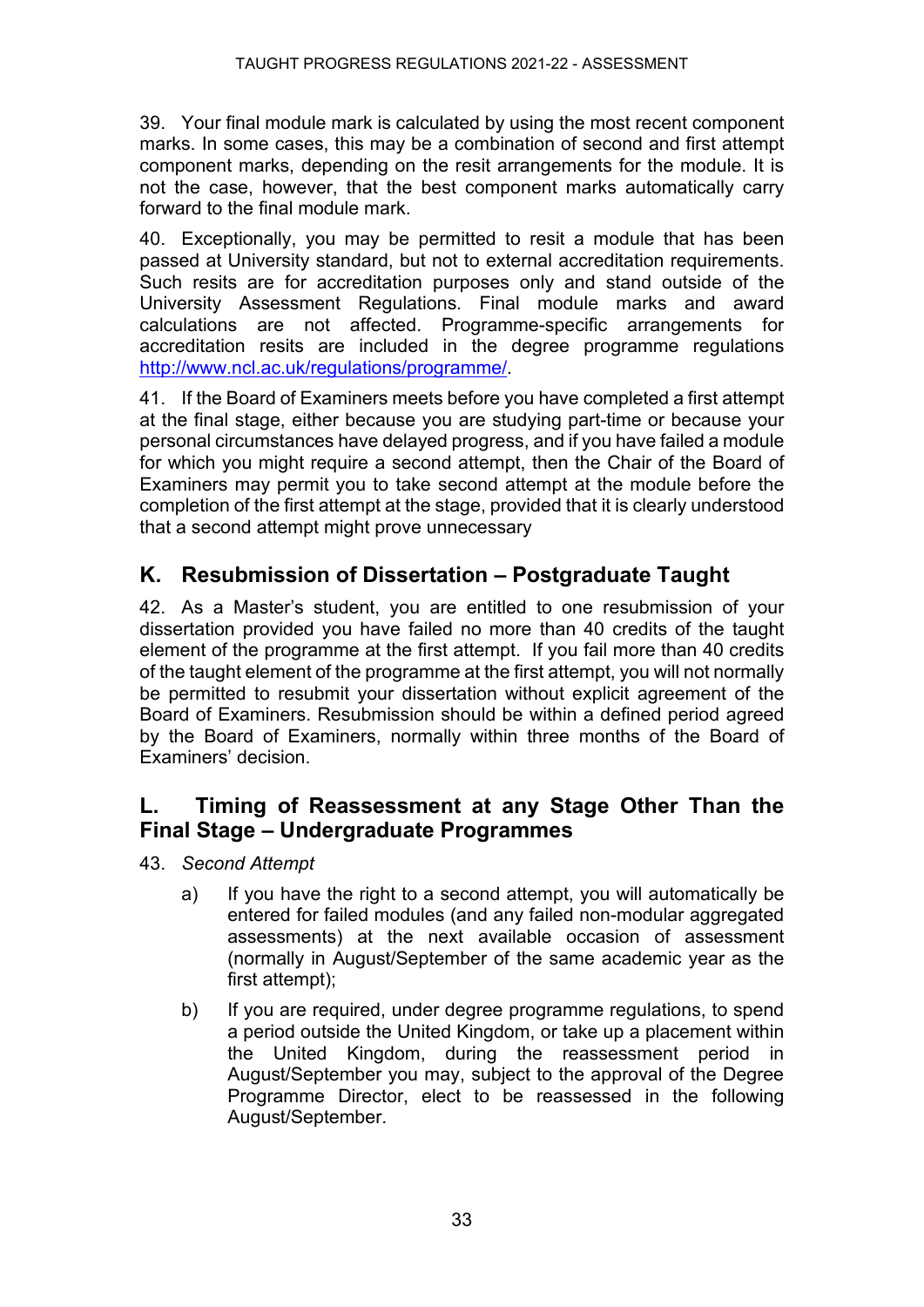39. Your final module mark is calculated by using the most recent component marks. In some cases, this may be a combination of second and first attempt component marks, depending on the resit arrangements for the module. It is not the case, however, that the best component marks automatically carry forward to the final module mark.

40. Exceptionally, you may be permitted to resit a module that has been passed at University standard, but not to external accreditation requirements. Such resits are for accreditation purposes only and stand outside of the University Assessment Regulations. Final module marks and award calculations are not affected. Programme-specific arrangements for accreditation resits are included in the degree programme regulations [http://www.ncl.ac.uk/regulations/programme/](http://www.ncl.ac.uk/regulations/programme/).

41. If the Board of Examiners meets before you have completed a first attempt at the final stage, either because you are studying part-time or because your personal circumstances have delayed progress, and if you have failed a module for which you might require a second attempt, then the Chair of the Board of Examiners may permit you to take second attempt at the module before the completion of the first attempt at the stage, provided that it is clearly understood that a second attempt might prove unnecessary

## K. Resubmission of Dissertation – Postgraduate Taught

42. As a Master's student, you are entitled to one resubmission of your dissertation provided you have failed no more than 40 credits of the taught element of the programme at the first attempt. If you fail more than 40 credits of the taught element of the programme at the first attempt, you will not normally be permitted to resubmit your dissertation without explicit agreement of the Board of Examiners. Resubmission should be within a defined period agreed by the Board of Examiners, normally within three months of the Board of Examiners' decision.

## L. Timing of Reassessment at any Stage Other Than the Final Stage – Undergraduate Programmes

43. *Second Attempt*

a) If you have the right to a second attempt, you will automatically be entered for failed modules (and any failed non-modular aggregated assessments) at the next available occasion of assessment (normally in August/September of the same academic year as the first attempt);

b) If you are required, under degree programme regulations, to spend a period outside the United Kingdom, or take up a placement within the United Kingdom, during the reassessment period in August/September you may, subject to the approval of the Degree Programme Director, elect to be reassessed in the following August/September.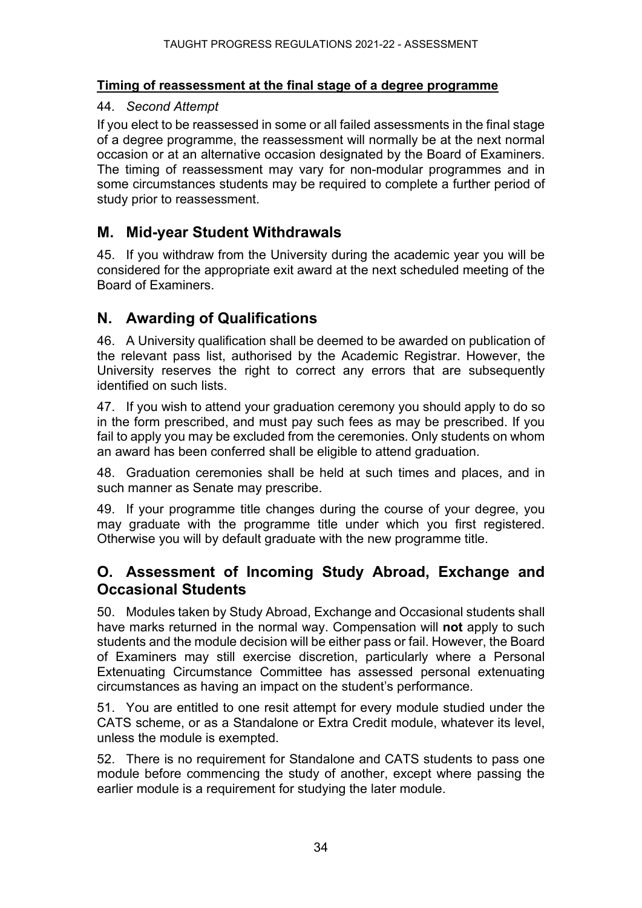**Timing of reassessment at the final stage of a degree programme**

44. *Second Attempt*

If you elect to be reassessed in some or all failed assessments in the final stage of a degree programme, the reassessment will normally be at the next normal occasion or at an alternative occasion designated by the Board of Examiners. The timing of reassessment may vary for non-modular programmes and in some circumstances students may be required to complete a further period of study prior to reassessment.

## M. Mid-year Student Withdrawals

45. If you withdraw from the University during the academic year you will be considered for the appropriate exit award at the next scheduled meeting of the Board of Examiners.

## N. Awarding of Qualifications

46. A University qualification shall be deemed to be awarded on publication of the relevant pass list, authorised by the Academic Registrar. However, the University reserves the right to correct any errors that are subsequently identified on such lists.

47. If you wish to attend your graduation ceremony you should apply to do so in the form prescribed, and must pay such fees as may be prescribed. If you fail to apply you may be excluded from the ceremonies. Only students on whom an award has been conferred shall be eligible to attend graduation.

48. Graduation ceremonies shall be held at such times and places, and in such manner as Senate may prescribe.

49. If your programme title changes during the course of your degree, you may graduate with the programme title under which you first registered. Otherwise you will by default graduate with the new programme title.

## O. Assessment of Incoming Study Abroad, Exchange and Occasional Students

50. Modules taken by Study Abroad, Exchange and Occasional students shall have marks returned in the normal way. Compensation will **not** apply to such students and the module decision will be either pass or fail. However, the Board of Examiners may still exercise discretion, particularly where a Personal Extenuating Circumstance Committee has assessed personal extenuating circumstances as having an impact on the student's performance.

51. You are entitled to one resit attempt for every module studied under the CATS scheme, or as a Standalone or Extra Credit module, whatever its level, unless the module is exempted.

52. There is no requirement for Standalone and CATS students to pass one module before commencing the study of another, except where passing the earlier module is a requirement for studying the later module.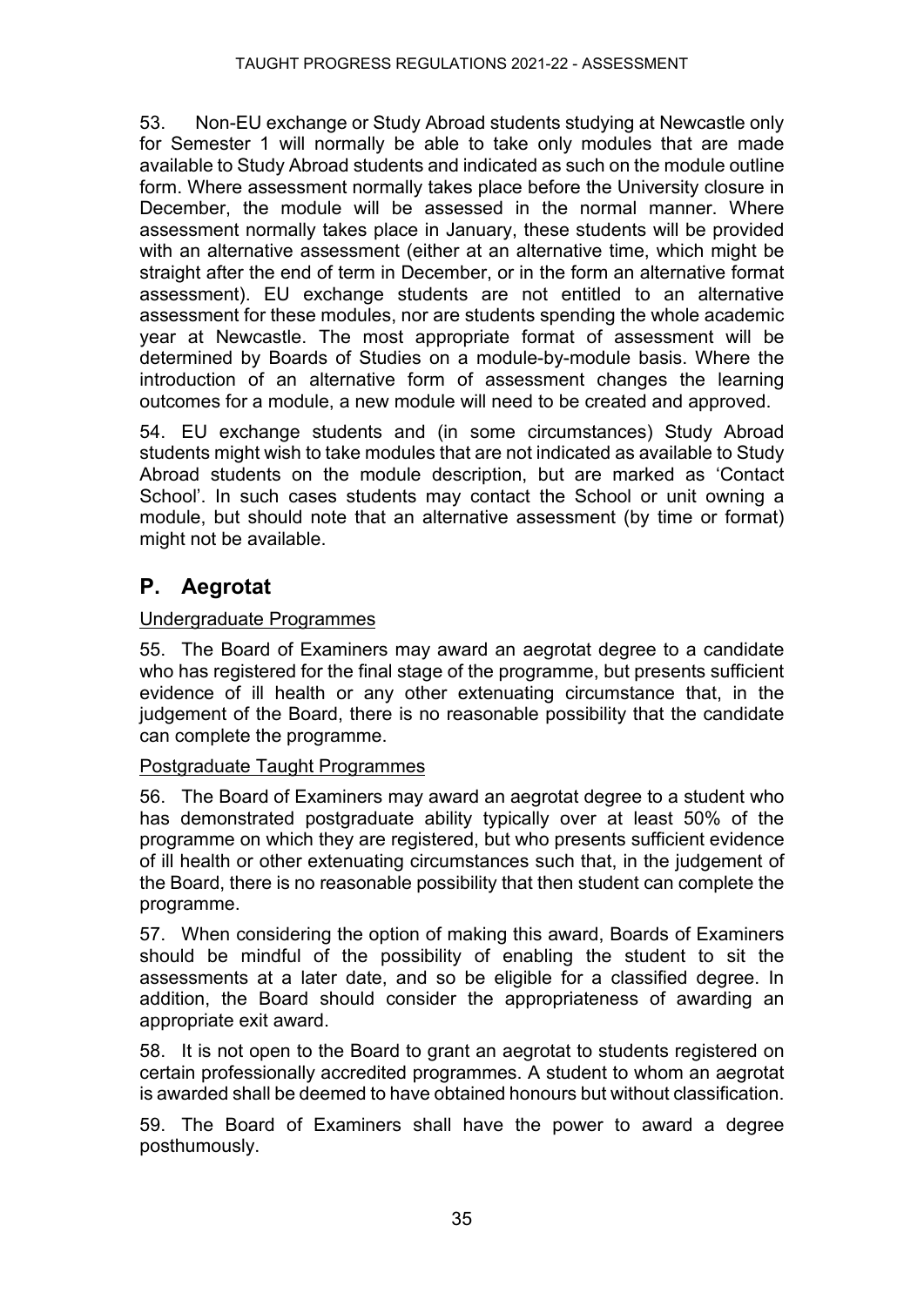53. Non-EU exchange or Study Abroad students studying at Newcastle only for Semester 1 will normally be able to take only modules that are made available to Study Abroad students and indicated as such on the module outline form. Where assessment normally takes place before the University closure in December, the module will be assessed in the normal manner. Where assessment normally takes place in January, these students will be provided with an alternative assessment (either at an alternative time, which might be straight after the end of term in December, or in the form an alternative format assessment). EU exchange students are not entitled to an alternative assessment for these modules, nor are students spending the whole academic year at Newcastle. The most appropriate format of assessment will be determined by Boards of Studies on a module-by-module basis. Where the introduction of an alternative form of assessment changes the learning outcomes for a module, a new module will need to be created and approved.

54. EU exchange students and (in some circumstances) Study Abroad students might wish to take modules that are not indicated as available to Study Abroad students on the module description, but are marked as 'Contact School'. In such cases students may contact the School or unit owning a module, but should note that an alternative assessment (by time or format) might not be available.

## P. Aegrotat

Undergraduate Programmes

55. The Board of Examiners may award an aegrotat degree to a candidate who has registered for the final stage of the programme, but presents sufficient evidence of ill health or any other extenuating circumstance that, in the judgement of the Board, there is no reasonable possibility that the candidate can complete the programme.

Postgraduate Taught Programmes

56. The Board of Examiners may award an aegrotat degree to a student who has demonstrated postgraduate ability typically over at least 50% of the programme on which they are registered, but who presents sufficient evidence of ill health or other extenuating circumstances such that, in the judgement of the Board, there is no reasonable possibility that then student can complete the programme.

57. When considering the option of making this award, Boards of Examiners should be mindful of the possibility of enabling the student to sit the assessments at a later date, and so be eligible for a classified degree. In addition, the Board should consider the appropriateness of awarding an appropriate exit award.

58. It is not open to the Board to grant an aegrotat to students registered on certain professionally accredited programmes. A student to whom an aegrotat is awarded shall be deemed to have obtained honours but without classification.

59. The Board of Examiners shall have the power to award a degree posthumously.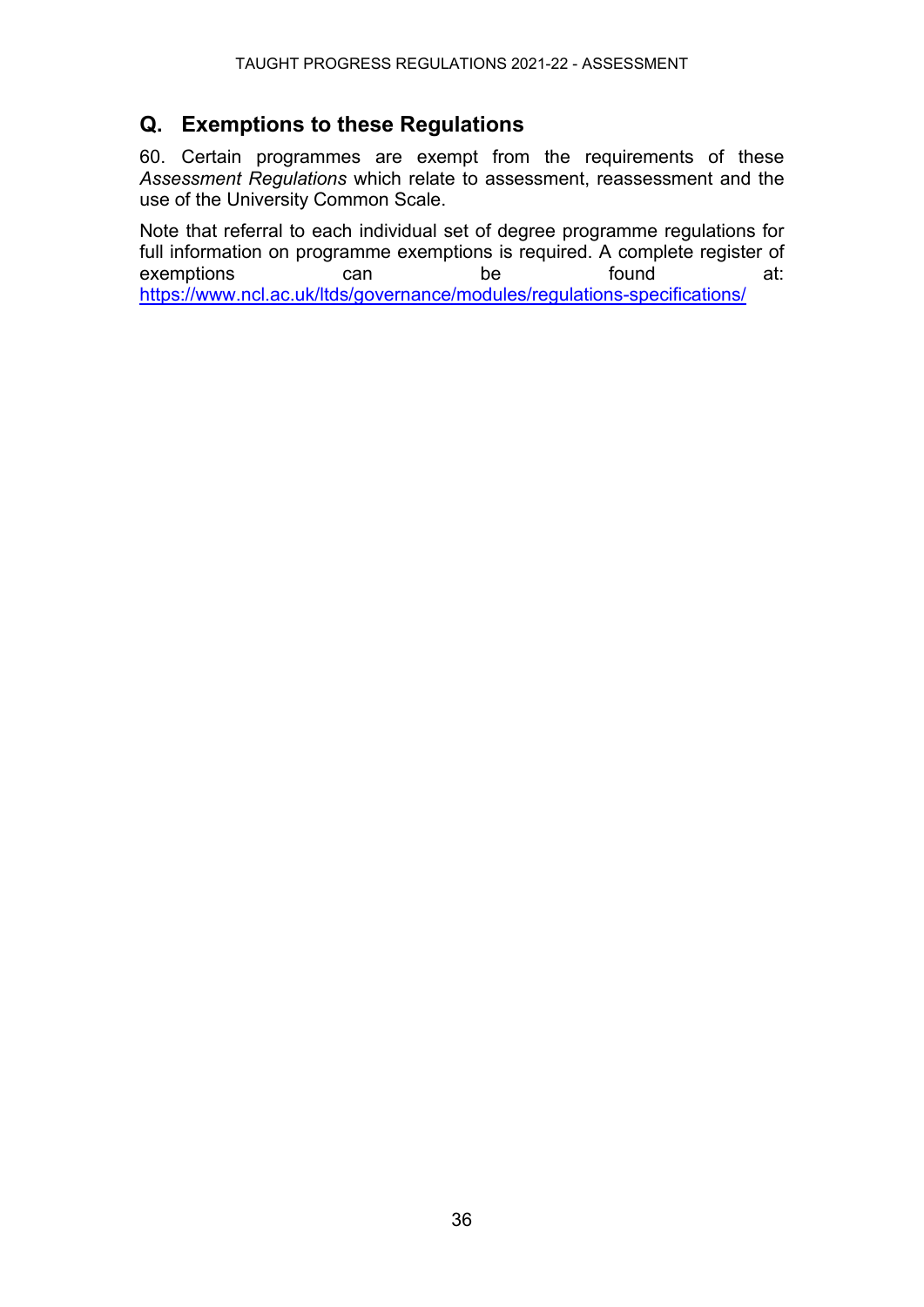## Q. Exemptions to these Regulations

60. Certain programmes are exempt from the requirements of these *Assessment Regulations* which relate to assessment, reassessment and the use of the University Common Scale.

Note that referral to each individual set of degree programme regulations for full information on programme exemptions is required. A complete register of exemptions can be found at: https://www.ncl.ac.uk/ltds/governance/modules/regulations-specifications/